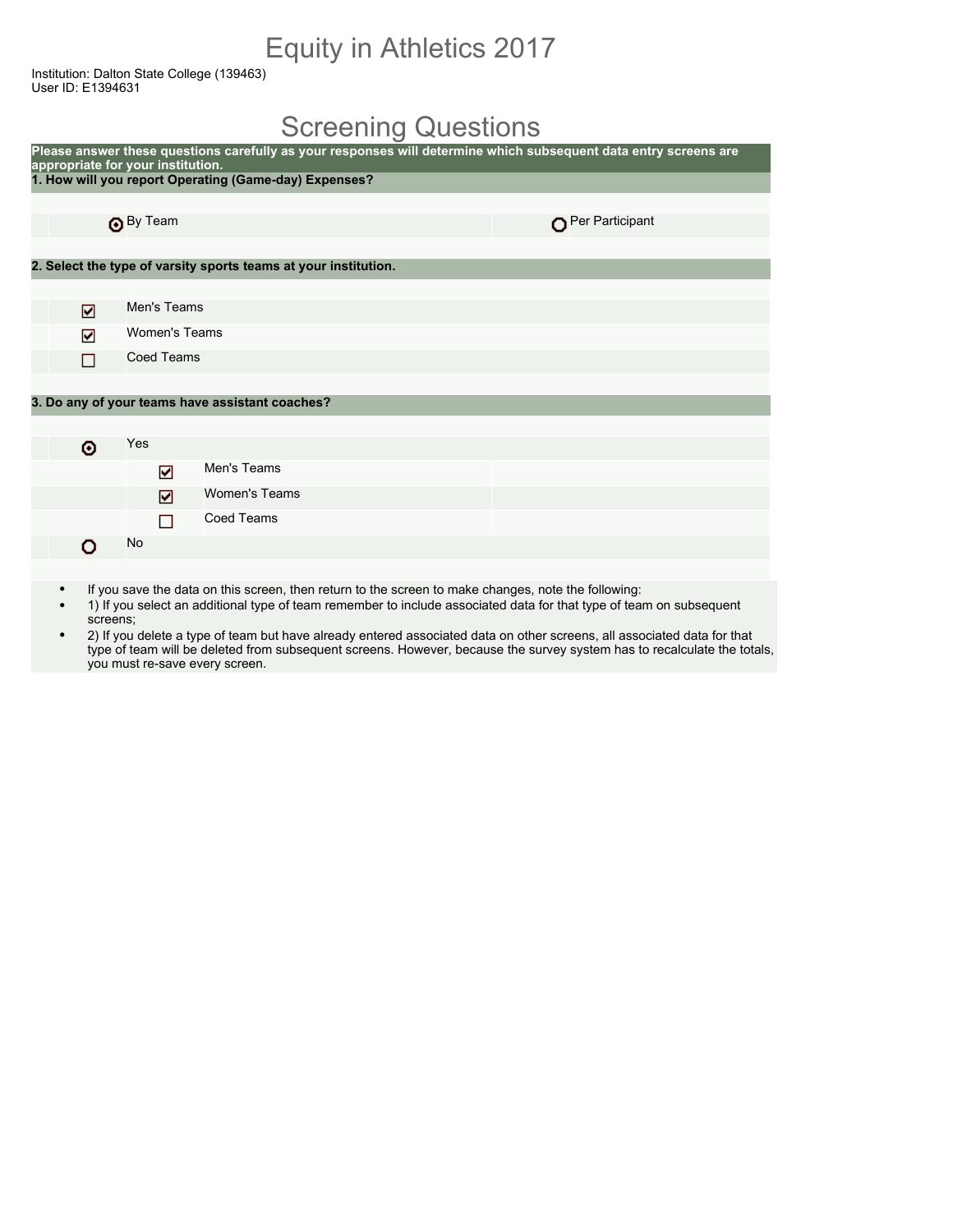# Equity in Athletics 2017

Institution: Dalton State College (139463)
User ID: E1394631

## Screening Questions

**Please answer these questions carefully as your responses will determine which subsequent data entry screens are appropriate for your institution.**

**1. How will you report Operating (Game-day) Expenses?**

- (●) By Team
- ( ) Per Participant

**2. Select the type of varsity sports teams at your institution.**

- [x] Men's Teams
- [x] Women's Teams
- [ ] Coed Teams

**3. Do any of your teams have assistant coaches?**

- (●) Yes
  - [x] Men's Teams
  - [x] Women's Teams
  - [ ] Coed Teams
- ( ) No

- If you save the data on this screen, then return to the screen to make changes, note the following:
- 1) If you select an additional type of team remember to include associated data for that type of team on subsequent screens;
- 2) If you delete a type of team but have already entered associated data on other screens, all associated data for that type of team will be deleted from subsequent screens. However, because the survey system has to recalculate the totals, you must re-save every screen.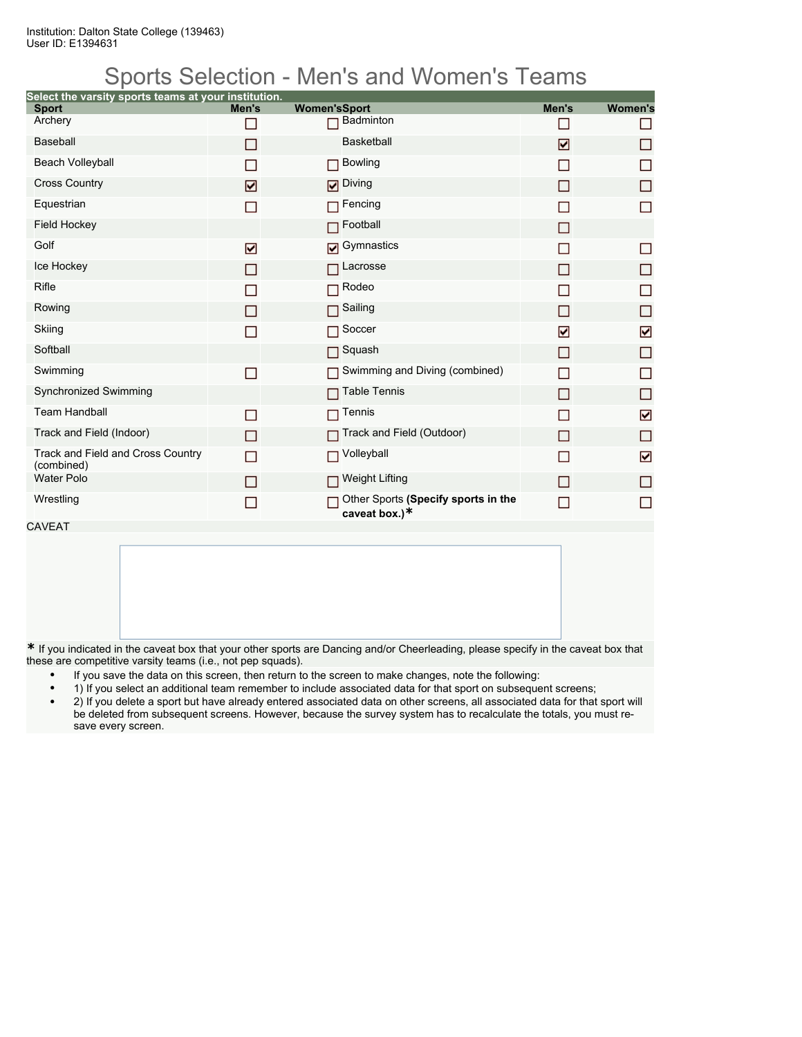Institution: Dalton State College (139463)
User ID: E1394631

# Sports Selection - Men's and Women's Teams

| Select the varsity sports teams at your institution. | | | | | |
|---|---|---|---|---|---|
| **Sport** | **Men's** | **Women's** | **Sport** | **Men's** | **Women's** |
| Archery | ☐ | ☐ | Badminton | ☐ | ☐ |
| Baseball | ☐ | | Basketball | ☑ | ☐ |
| Beach Volleyball | ☐ | ☐ | Bowling | ☐ | ☐ |
| Cross Country | ☑ | ☑ | Diving | ☐ | ☐ |
| Equestrian | ☐ | ☐ | Fencing | ☐ | ☐ |
| Field Hockey | | ☐ | Football | ☐ | |
| Golf | ☑ | ☑ | Gymnastics | ☐ | ☐ |
| Ice Hockey | ☐ | ☐ | Lacrosse | ☐ | ☐ |
| Rifle | ☐ | ☐ | Rodeo | ☐ | ☐ |
| Rowing | ☐ | ☐ | Sailing | ☐ | ☐ |
| Skiing | ☐ | ☐ | Soccer | ☑ | ☑ |
| Softball | | ☐ | Squash | ☐ | ☐ |
| Swimming | ☐ | ☐ | Swimming and Diving (combined) | ☐ | ☐ |
| Synchronized Swimming | | ☐ | Table Tennis | ☐ | ☐ |
| Team Handball | ☐ | ☐ | Tennis | ☐ | ☑ |
| Track and Field (Indoor) | ☐ | ☐ | Track and Field (Outdoor) | ☐ | ☐ |
| Track and Field and Cross Country (combined) | ☐ | ☐ | Volleyball | ☐ | ☑ |
| Water Polo | ☐ | ☐ | Weight Lifting | ☐ | ☐ |
| Wrestling | ☐ | ☐ | Other Sports **(Specify sports in the caveat box.)*** | ☐ | ☐ |

CAVEAT

**\*** If you indicated in the caveat box that your other sports are Dancing and/or Cheerleading, please specify in the caveat box that these are competitive varsity teams (i.e., not pep squads).

- If you save the data on this screen, then return to the screen to make changes, note the following:
- 1) If you select an additional team remember to include associated data for that sport on subsequent screens;
- 2) If you delete a sport but have already entered associated data on other screens, all associated data for that sport will be deleted from subsequent screens. However, because the survey system has to recalculate the totals, you must re-save every screen.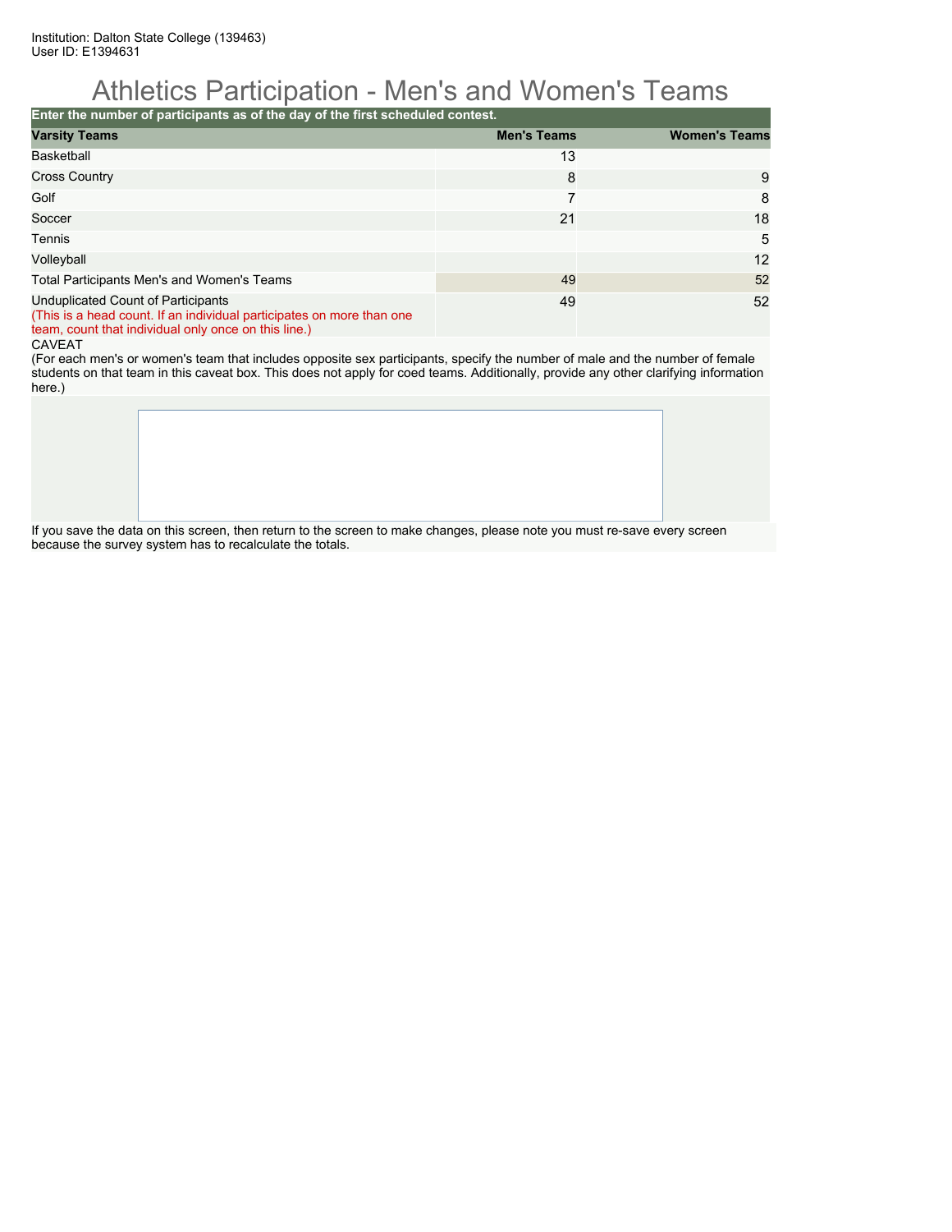Institution: Dalton State College (139463)
User ID: E1394631

# Athletics Participation - Men's and Women's Teams

**Enter the number of participants as of the day of the first scheduled contest.**

| Varsity Teams | Men's Teams | Women's Teams |
|---|---|---|
| Basketball | 13 | |
| Cross Country | 8 | 9 |
| Golf | 7 | 8 |
| Soccer | 21 | 18 |
| Tennis | | 5 |
| Volleyball | | 12 |
| Total Participants Men's and Women's Teams | 49 | 52 |
| Unduplicated Count of Participants (This is a head count. If an individual participates on more than one team, count that individual only once on this line.) | 49 | 52 |

CAVEAT
(For each men's or women's team that includes opposite sex participants, specify the number of male and the number of female students on that team in this caveat box. This does not apply for coed teams. Additionally, provide any other clarifying information here.)

If you save the data on this screen, then return to the screen to make changes, please note you must re-save every screen because the survey system has to recalculate the totals.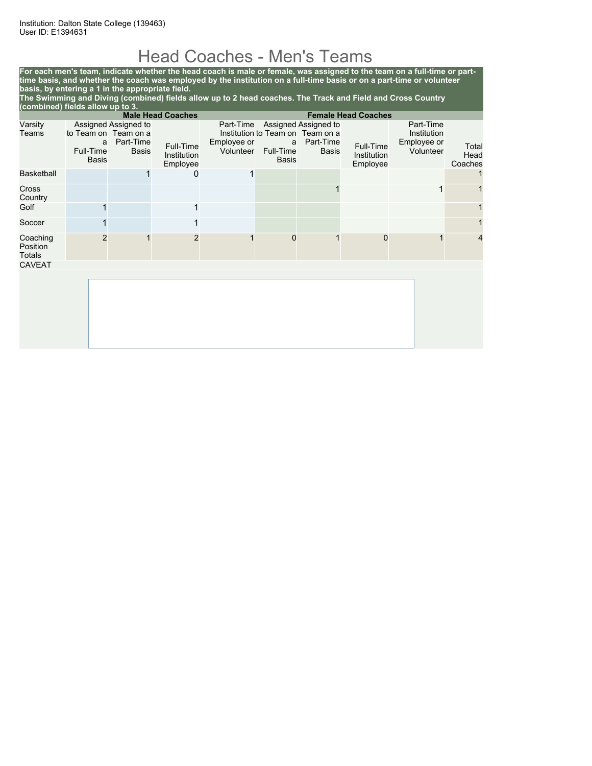Institution: Dalton State College (139463)
User ID: E1394631

# Head Coaches - Men's Teams

**For each men's team, indicate whether the head coach is male or female, was assigned to the team on a full-time or part-time basis, and whether the coach was employed by the institution on a full-time basis or on a part-time or volunteer basis, by entering a 1 in the appropriate field.**
**The Swimming and Diving (combined) fields allow up to 2 head coaches. The Track and Field and Cross Country (combined) fields allow up to 3.**

| | Male Head Coaches | | | | Female Head Coaches | | | | |
|---|---|---|---|---|---|---|---|---|---|
| Varsity Teams | Assigned to Team on a Full-Time Basis | Assigned to Team on a Part-Time Basis | Full-Time Institution Employee | Part-Time Institution Employee or Volunteer | Assigned to Team on a Full-Time Basis | Assigned to Team on a Part-Time Basis | Full-Time Institution Employee | Part-Time Institution Employee or Volunteer | Total Head Coaches |
| Basketball | | 1 | 0 | 1 | | | | | 1 |
| Cross Country | | | | | | 1 | | 1 | 1 |
| Golf | 1 | | 1 | | | | | | 1 |
| Soccer | 1 | | 1 | | | | | | 1 |
| Coaching Position Totals | 2 | 1 | 2 | 1 | 0 | 1 | 0 | 1 | 4 |

CAVEAT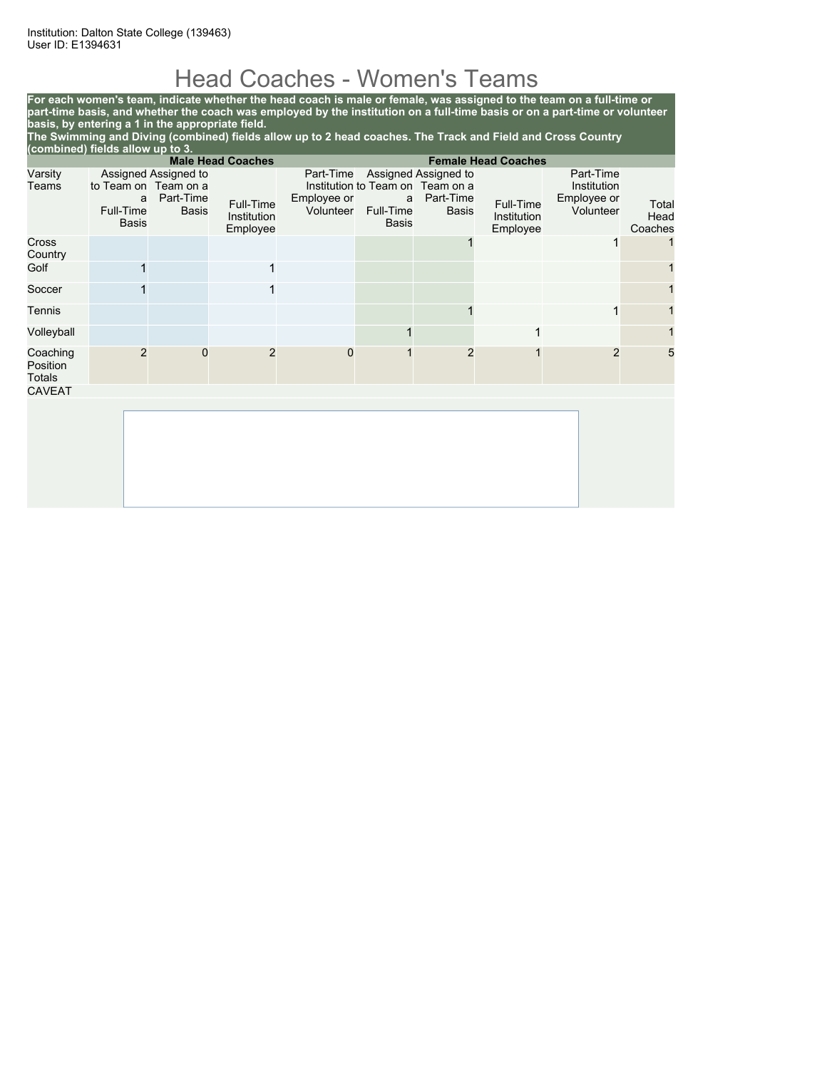Institution: Dalton State College (139463)
User ID: E1394631

# Head Coaches - Women's Teams

**For each women's team, indicate whether the head coach is male or female, was assigned to the team on a full-time or part-time basis, and whether the coach was employed by the institution on a full-time basis or on a part-time or volunteer basis, by entering a 1 in the appropriate field.**
**The Swimming and Diving (combined) fields allow up to 2 head coaches. The Track and Field and Cross Country (combined) fields allow up to 3.**

| | Male Head Coaches | | | | Female Head Coaches | | | | |
|---|---|---|---|---|---|---|---|---|---|
| Varsity Teams | Assigned to Team on a Full-Time Basis | Assigned to Team on a Part-Time Basis | Full-Time Institution Employee | Part-Time Institution Employee or Volunteer | Assigned to Team on a Full-Time Basis | Assigned to Team on a Part-Time Basis | Full-Time Institution Employee | Part-Time Institution Employee or Volunteer | Total Head Coaches |
| Cross Country | | | | | | 1 | | 1 | 1 |
| Golf | 1 | | 1 | | | | | | 1 |
| Soccer | 1 | | 1 | | | | | | 1 |
| Tennis | | | | | | 1 | | 1 | 1 |
| Volleyball | | | | | 1 | | 1 | | 1 |
| Coaching Position Totals | 2 | 0 | 2 | 0 | 1 | 2 | 1 | 2 | 5 |

CAVEAT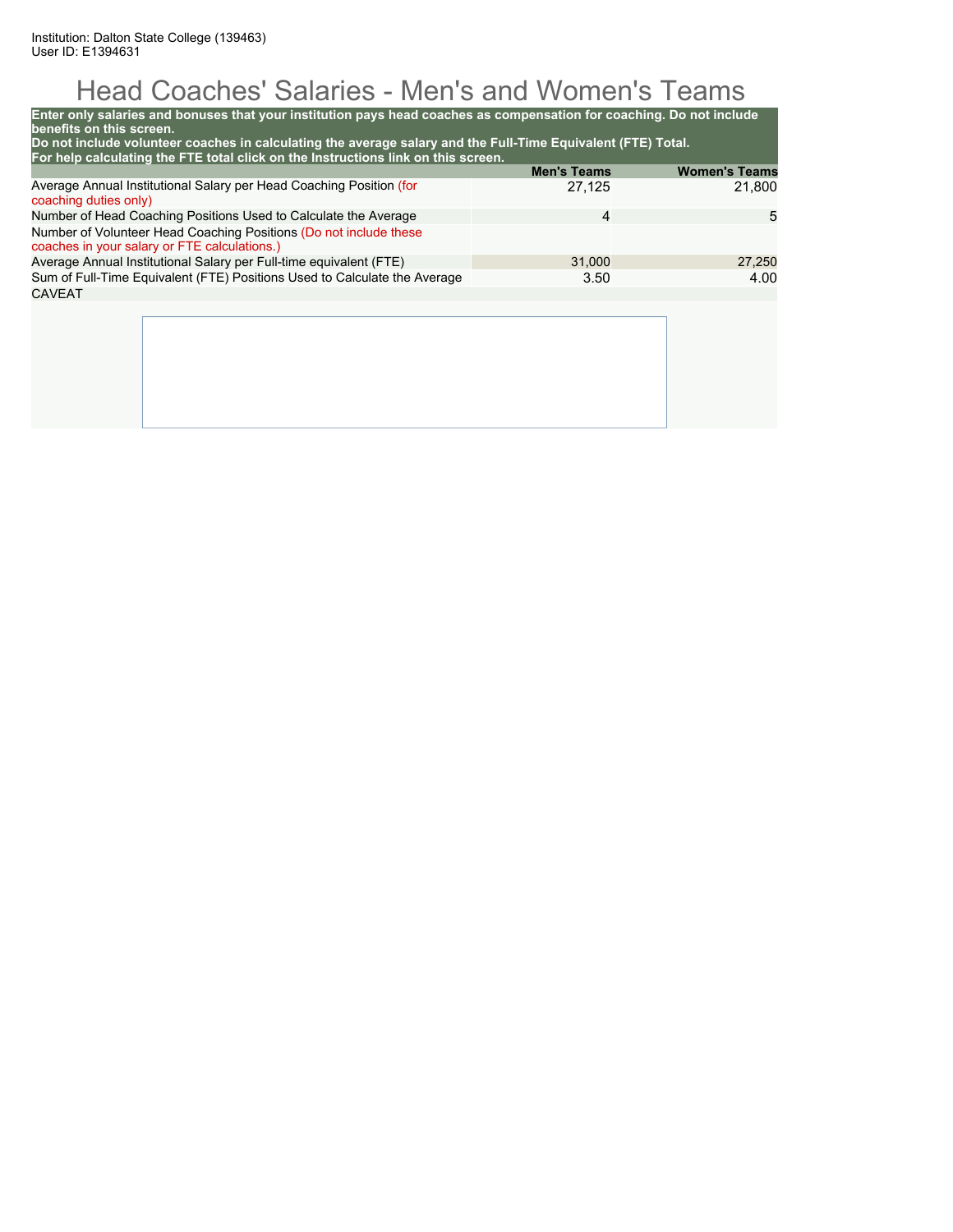Institution: Dalton State College (139463)
User ID: E1394631

# Head Coaches' Salaries - Men's and Women's Teams

**Enter only salaries and bonuses that your institution pays head coaches as compensation for coaching. Do not include benefits on this screen.**
**Do not include volunteer coaches in calculating the average salary and the Full-Time Equivalent (FTE) Total.**
**For help calculating the FTE total click on the Instructions link on this screen.**

| | Men's Teams | Women's Teams |
|---|---|---|
| Average Annual Institutional Salary per Head Coaching Position (for coaching duties only) | 27,125 | 21,800 |
| Number of Head Coaching Positions Used to Calculate the Average | 4 | 5 |
| Number of Volunteer Head Coaching Positions (Do not include these coaches in your salary or FTE calculations.) | | |
| Average Annual Institutional Salary per Full-time equivalent (FTE) | 31,000 | 27,250 |
| Sum of Full-Time Equivalent (FTE) Positions Used to Calculate the Average | 3.50 | 4.00 |

CAVEAT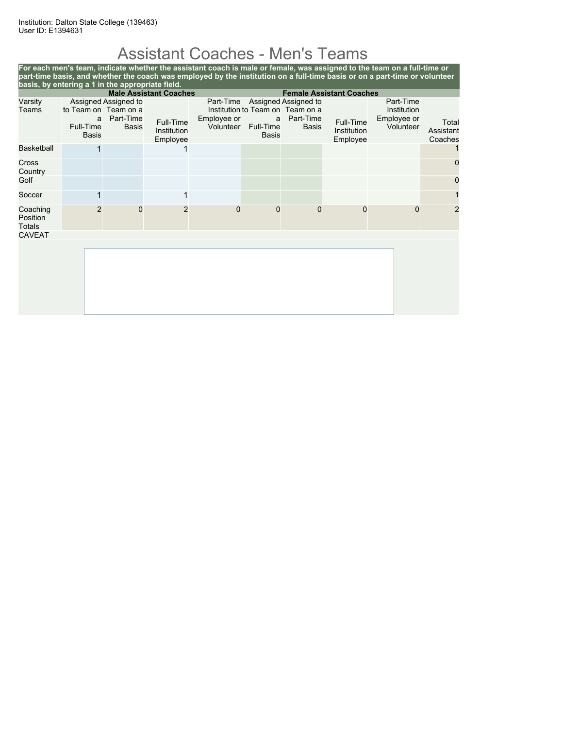Institution: Dalton State College (139463)
User ID: E1394631

# Assistant Coaches - Men's Teams

**For each men's team, indicate whether the assistant coach is male or female, was assigned to the team on a full-time or part-time basis, and whether the coach was employed by the institution on a full-time basis or on a part-time or volunteer basis, by entering a 1 in the appropriate field.**

| | Male Assistant Coaches | | | | Female Assistant Coaches | | | | |
|---|---|---|---|---|---|---|---|---|---|
| Varsity Teams | Assigned to Team on a Full-Time Basis | Assigned to Team on a Part-Time Basis | Full-Time Institution Employee | Part-Time Institution Employee or Volunteer | Assigned to Team on a Full-Time Basis | Assigned to Team on a Part-Time Basis | Full-Time Institution Employee | Part-Time Institution Employee or Volunteer | Total Assistant Coaches |
| Basketball | 1 | | 1 | | | | | | 1 |
| Cross Country | | | | | | | | | 0 |
| Golf | | | | | | | | | 0 |
| Soccer | 1 | | 1 | | | | | | 1 |
| Coaching Position Totals | 2 | 0 | 2 | 0 | 0 | 0 | 0 | 0 | 2 |

CAVEAT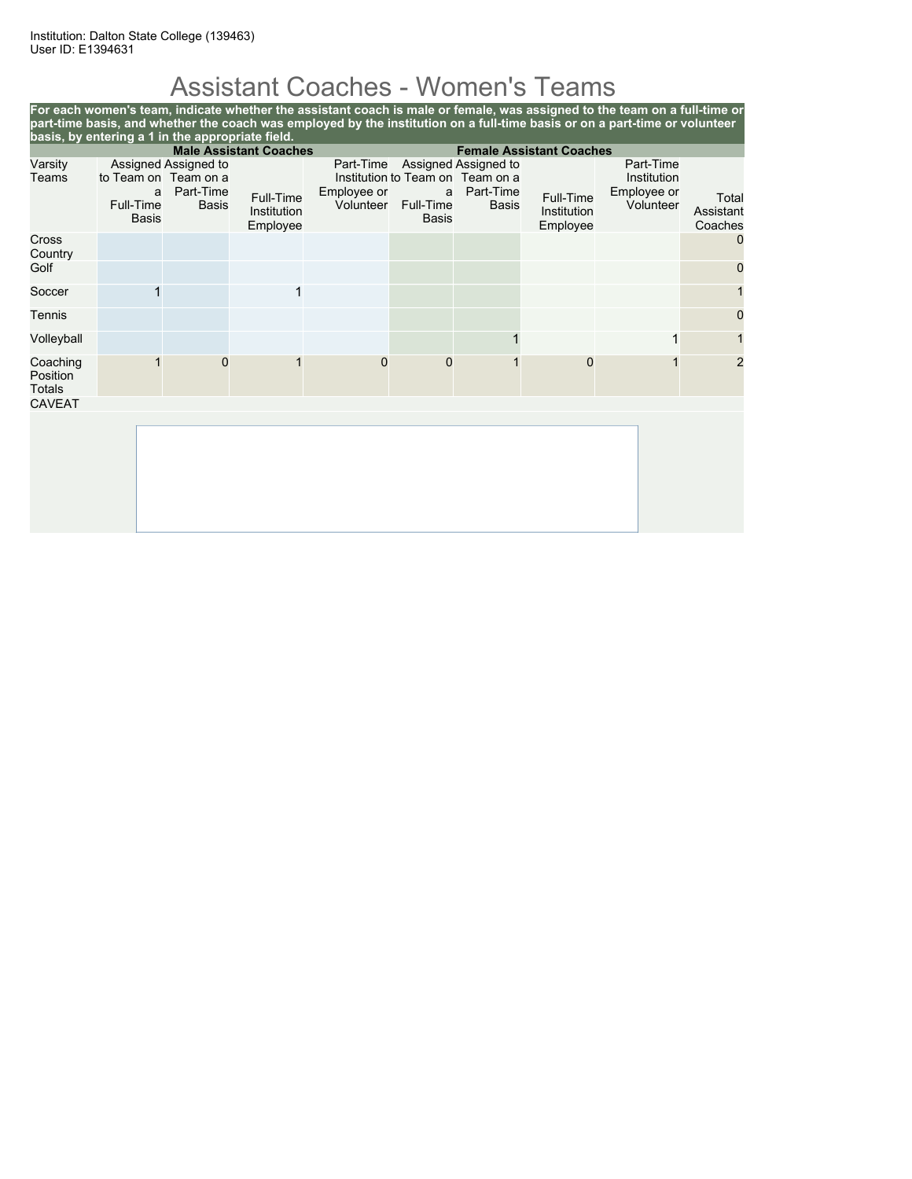Institution: Dalton State College (139463)
User ID: E1394631

# Assistant Coaches - Women's Teams

**For each women's team, indicate whether the assistant coach is male or female, was assigned to the team on a full-time or part-time basis, and whether the coach was employed by the institution on a full-time basis or on a part-time or volunteer basis, by entering a 1 in the appropriate field.**

| | Male Assistant Coaches | | | | Female Assistant Coaches | | | | |
|---|---|---|---|---|---|---|---|---|---|
| Varsity Teams | Assigned to Team on a Full-Time Basis | Assigned to Team on a Part-Time Basis | Full-Time Institution Employee | Part-Time Institution Employee or Volunteer | Assigned to Team on a Full-Time Basis | Assigned to Team on a Part-Time Basis | Full-Time Institution Employee | Part-Time Institution Employee or Volunteer | Total Assistant Coaches |
| Cross Country | | | | | | | | | 0 |
| Golf | | | | | | | | | 0 |
| Soccer | 1 | | 1 | | | | | | 1 |
| Tennis | | | | | | | | | 0 |
| Volleyball | | | | | | 1 | | 1 | 1 |
| Coaching Position Totals | 1 | 0 | 1 | 0 | 0 | 1 | 0 | 1 | 2 |

CAVEAT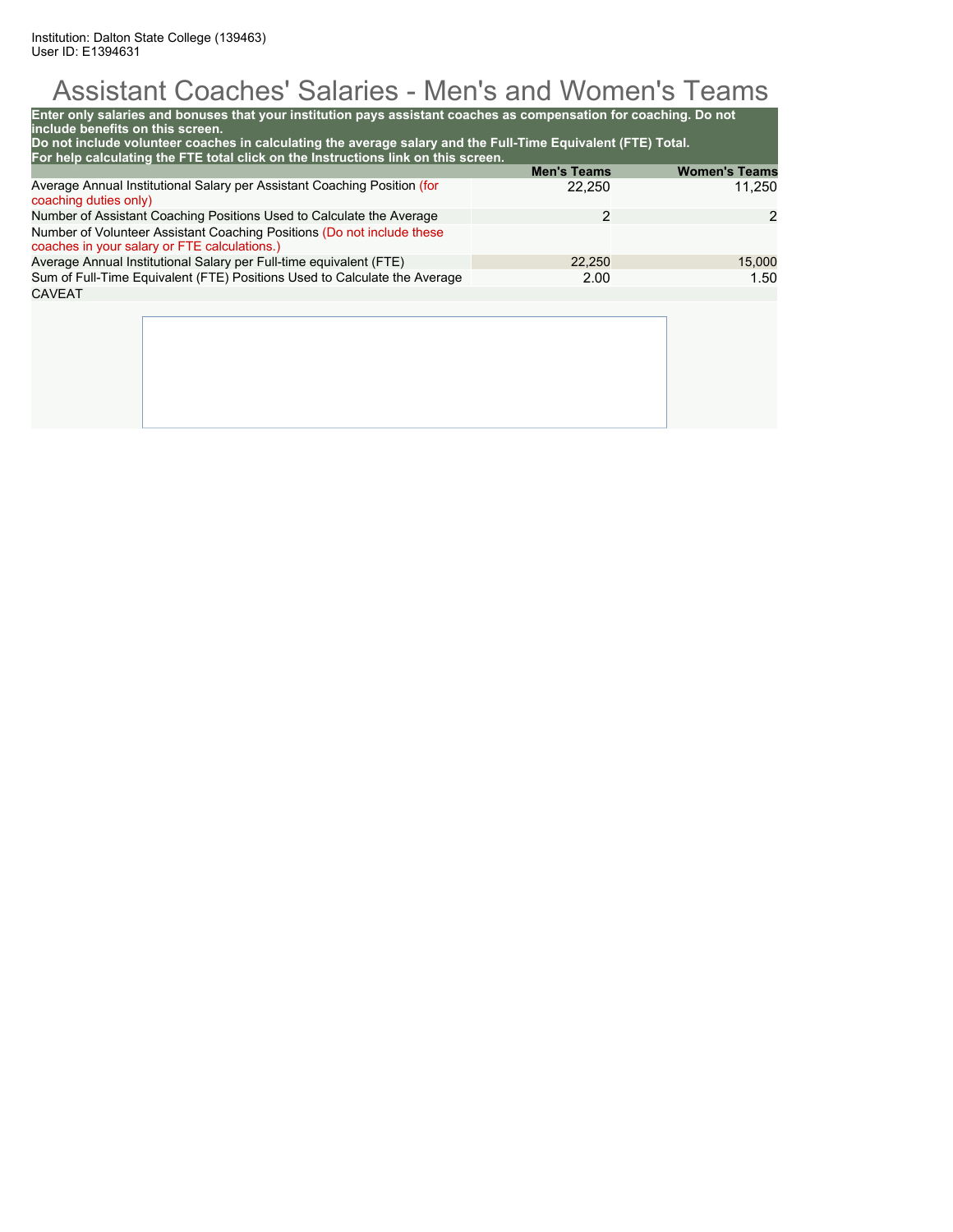Institution: Dalton State College (139463)
User ID: E1394631

# Assistant Coaches' Salaries - Men's and Women's Teams

**Enter only salaries and bonuses that your institution pays assistant coaches as compensation for coaching. Do not include benefits on this screen.**
**Do not include volunteer coaches in calculating the average salary and the Full-Time Equivalent (FTE) Total.**
**For help calculating the FTE total click on the Instructions link on this screen.**

| | Men's Teams | Women's Teams |
|---|---|---|
| Average Annual Institutional Salary per Assistant Coaching Position (for coaching duties only) | 22,250 | 11,250 |
| Number of Assistant Coaching Positions Used to Calculate the Average | 2 | 2 |
| Number of Volunteer Assistant Coaching Positions (Do not include these coaches in your salary or FTE calculations.) | | |
| Average Annual Institutional Salary per Full-time equivalent (FTE) | 22,250 | 15,000 |
| Sum of Full-Time Equivalent (FTE) Positions Used to Calculate the Average | 2.00 | 1.50 |

CAVEAT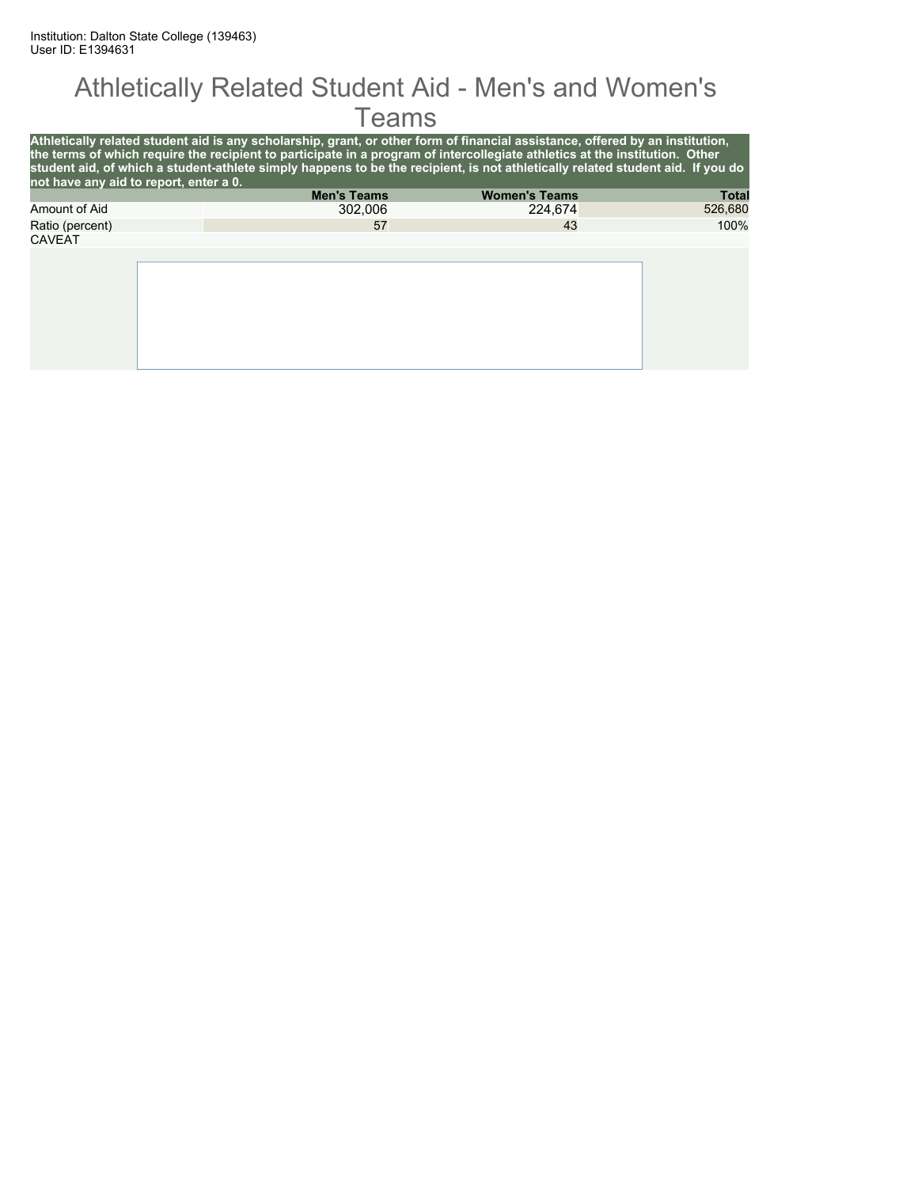Institution: Dalton State College (139463)
User ID: E1394631

# Athletically Related Student Aid - Men's and Women's Teams

**Athletically related student aid is any scholarship, grant, or other form of financial assistance, offered by an institution, the terms of which require the recipient to participate in a program of intercollegiate athletics at the institution. Other student aid, of which a student-athlete simply happens to be the recipient, is not athletically related student aid. If you do not have any aid to report, enter a 0.**

| | Men's Teams | Women's Teams | Total |
|---|---|---|---|
| Amount of Aid | 302,006 | 224,674 | 526,680 |
| Ratio (percent) | 57 | 43 | 100% |

CAVEAT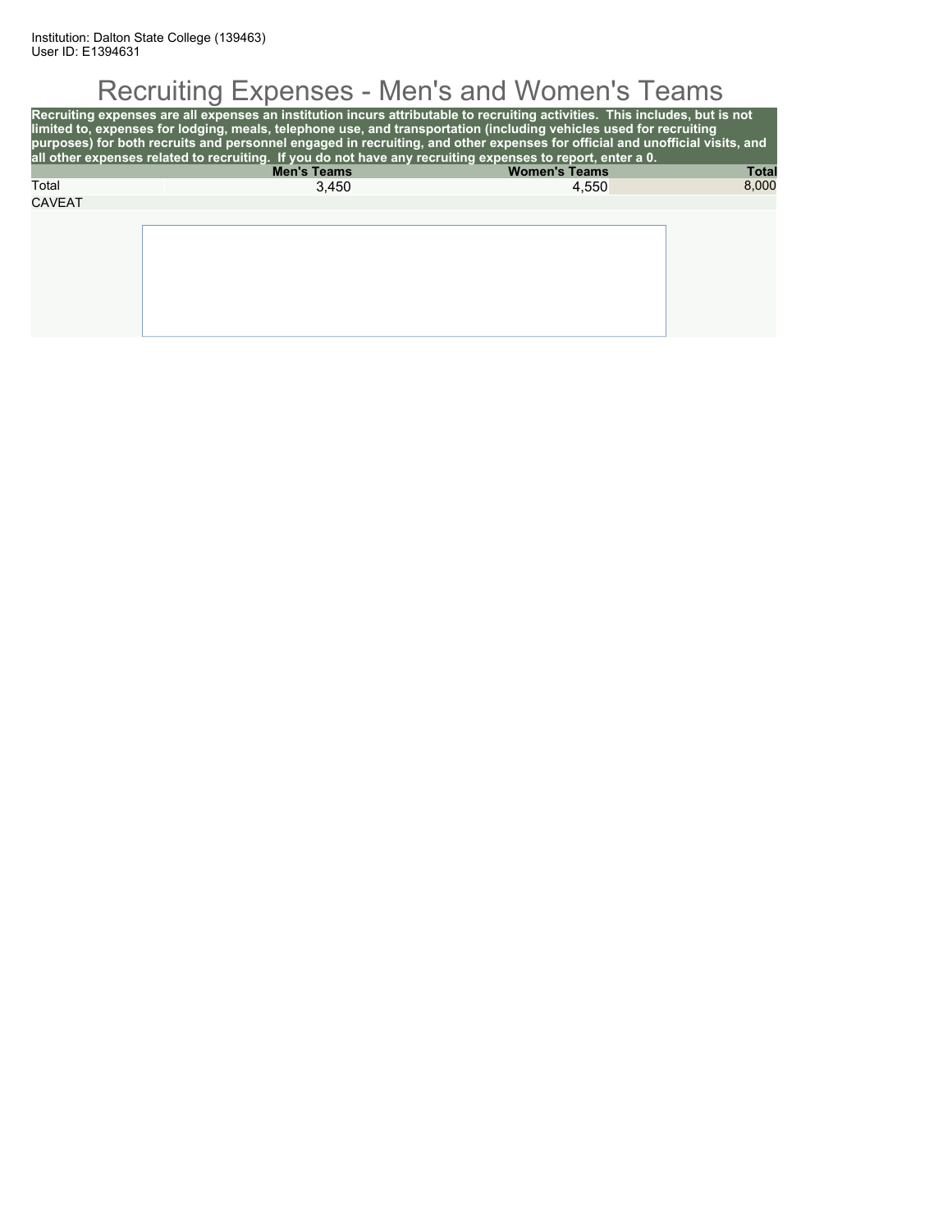Institution: Dalton State College (139463)
User ID: E1394631

# Recruiting Expenses - Men's and Women's Teams

**Recruiting expenses are all expenses an institution incurs attributable to recruiting activities. This includes, but is not limited to, expenses for lodging, meals, telephone use, and transportation (including vehicles used for recruiting purposes) for both recruits and personnel engaged in recruiting, and other expenses for official and unofficial visits, and all other expenses related to recruiting. If you do not have any recruiting expenses to report, enter a 0.**

| | Men's Teams | Women's Teams | Total |
|---|---|---|---|
| Total | 3,450 | 4,550 | 8,000 |

CAVEAT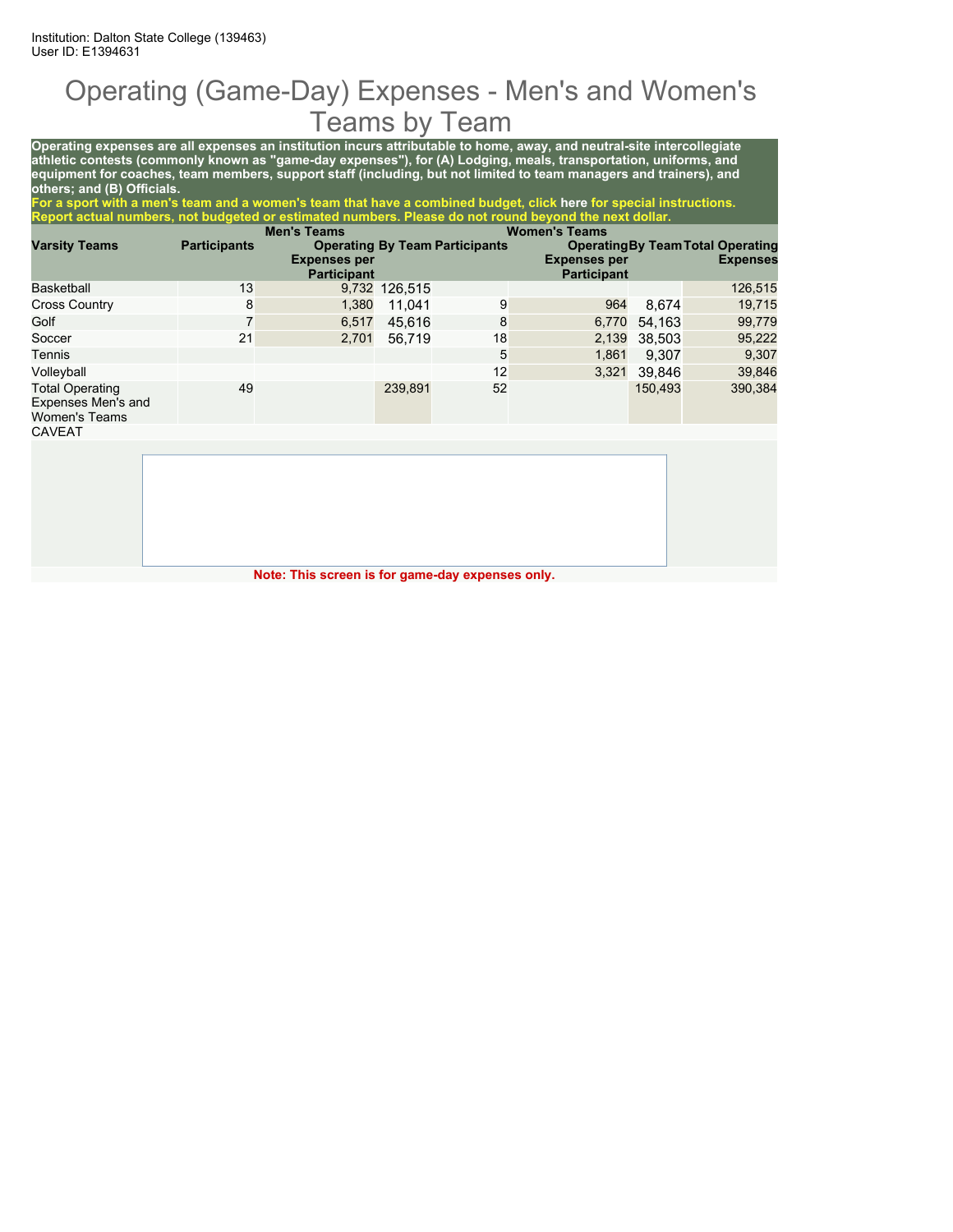Institution: Dalton State College (139463)
User ID: E1394631

# Operating (Game-Day) Expenses - Men's and Women's Teams by Team

**Operating expenses are all expenses an institution incurs attributable to home, away, and neutral-site intercollegiate athletic contests (commonly known as "game-day expenses"), for (A) Lodging, meals, transportation, uniforms, and equipment for coaches, team members, support staff (including, but not limited to team managers and trainers), and others; and (B) Officials.**

**For a sport with a men's team and a women's team that have a combined budget, click here for special instructions.**
**Report actual numbers, not budgeted or estimated numbers. Please do not round beyond the next dollar.**

| | Men's Teams | | | Women's Teams | | | |
|---|---|---|---|---|---|---|---|
| Varsity Teams | Participants | Operating Expenses per Participant | By Team | Participants | Operating Expenses per Participant | By Team | Total Operating Expenses |
| Basketball | 13 | 9,732 | 126,515 | | | | 126,515 |
| Cross Country | 8 | 1,380 | 11,041 | 9 | 964 | 8,674 | 19,715 |
| Golf | 7 | 6,517 | 45,616 | 8 | 6,770 | 54,163 | 99,779 |
| Soccer | 21 | 2,701 | 56,719 | 18 | 2,139 | 38,503 | 95,222 |
| Tennis | | | | 5 | 1,861 | 9,307 | 9,307 |
| Volleyball | | | | 12 | 3,321 | 39,846 | 39,846 |
| Total Operating Expenses Men's and Women's Teams | 49 | | 239,891 | 52 | | 150,493 | 390,384 |

CAVEAT

**Note: This screen is for game-day expenses only.**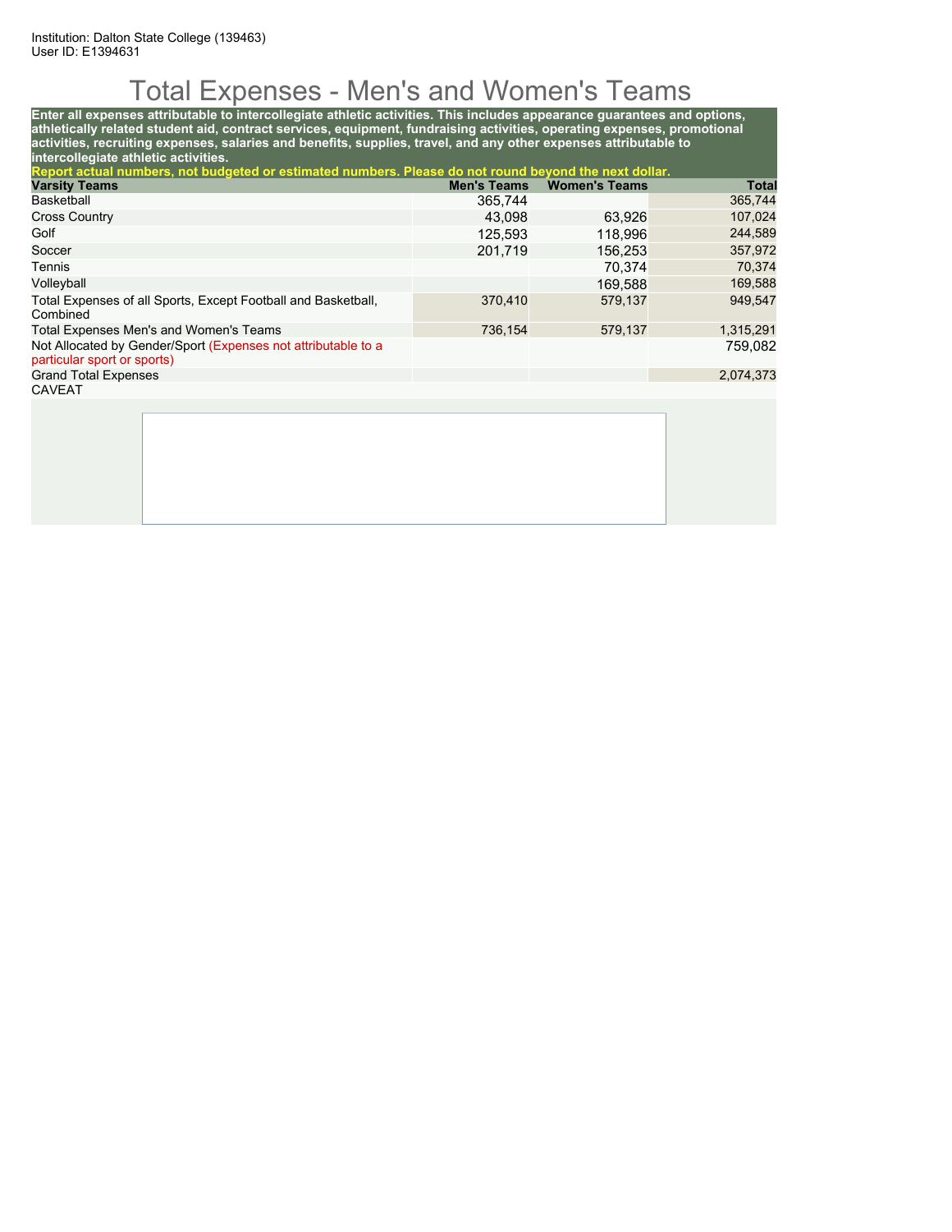Institution: Dalton State College (139463)
User ID: E1394631

# Total Expenses - Men's and Women's Teams

**Enter all expenses attributable to intercollegiate athletic activities. This includes appearance guarantees and options, athletically related student aid, contract services, equipment, fundraising activities, operating expenses, promotional activities, recruiting expenses, salaries and benefits, supplies, travel, and any other expenses attributable to intercollegiate athletic activities.**

**Report actual numbers, not budgeted or estimated numbers. Please do not round beyond the next dollar.**

| Varsity Teams | Men's Teams | Women's Teams | Total |
|---|---|---|---|
| Basketball | 365,744 | | 365,744 |
| Cross Country | 43,098 | 63,926 | 107,024 |
| Golf | 125,593 | 118,996 | 244,589 |
| Soccer | 201,719 | 156,253 | 357,972 |
| Tennis | | 70,374 | 70,374 |
| Volleyball | | 169,588 | 169,588 |
| Total Expenses of all Sports, Except Football and Basketball, Combined | 370,410 | 579,137 | 949,547 |
| Total Expenses Men's and Women's Teams | 736,154 | 579,137 | 1,315,291 |
| Not Allocated by Gender/Sport (Expenses not attributable to a particular sport or sports) | | | 759,082 |
| Grand Total Expenses | | | 2,074,373 |

CAVEAT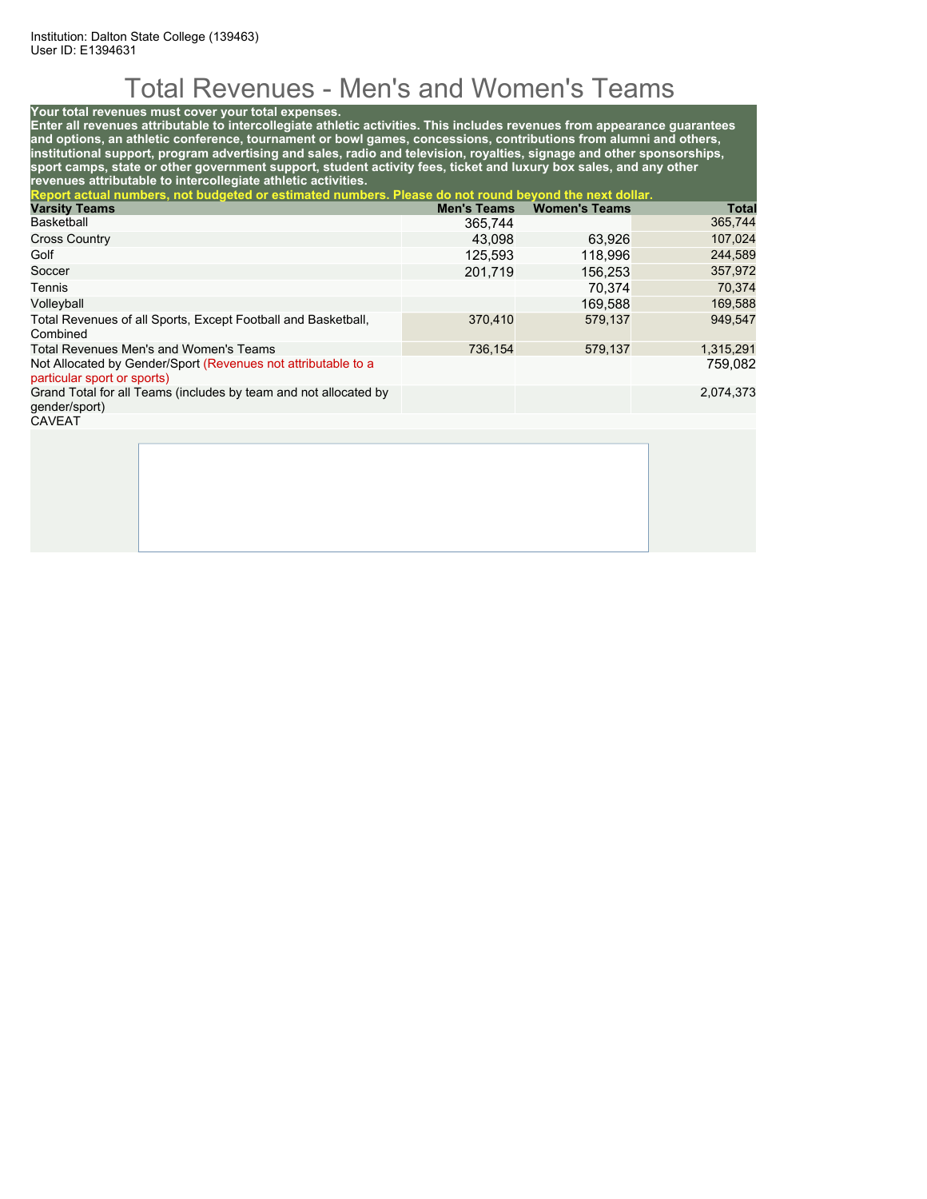Institution: Dalton State College (139463)
User ID: E1394631

# Total Revenues - Men's and Women's Teams

**Your total revenues must cover your total expenses.**
**Enter all revenues attributable to intercollegiate athletic activities. This includes revenues from appearance guarantees and options, an athletic conference, tournament or bowl games, concessions, contributions from alumni and others, institutional support, program advertising and sales, radio and television, royalties, signage and other sponsorships, sport camps, state or other government support, student activity fees, ticket and luxury box sales, and any other revenues attributable to intercollegiate athletic activities.**
**Report actual numbers, not budgeted or estimated numbers. Please do not round beyond the next dollar.**

| Varsity Teams | Men's Teams | Women's Teams | Total |
|---|---|---|---|
| Basketball | 365,744 | | 365,744 |
| Cross Country | 43,098 | 63,926 | 107,024 |
| Golf | 125,593 | 118,996 | 244,589 |
| Soccer | 201,719 | 156,253 | 357,972 |
| Tennis | | 70,374 | 70,374 |
| Volleyball | | 169,588 | 169,588 |
| Total Revenues of all Sports, Except Football and Basketball, Combined | 370,410 | 579,137 | 949,547 |
| Total Revenues Men's and Women's Teams | 736,154 | 579,137 | 1,315,291 |
| Not Allocated by Gender/Sport (Revenues not attributable to a particular sport or sports) | | | 759,082 |
| Grand Total for all Teams (includes by team and not allocated by gender/sport) | | | 2,074,373 |

CAVEAT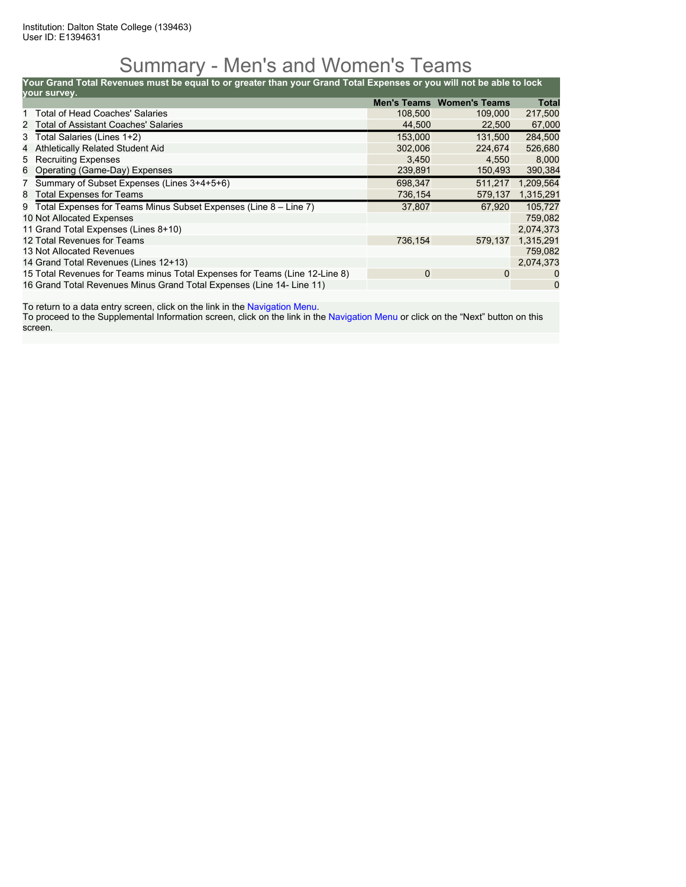Institution: Dalton State College (139463)
User ID: E1394631

# Summary - Men's and Women's Teams

**Your Grand Total Revenues must be equal to or greater than your Grand Total Expenses or you will not be able to lock your survey.**

| | Men's Teams | Women's Teams | Total |
|---|---|---|---|
| 1 Total of Head Coaches' Salaries | 108,500 | 109,000 | 217,500 |
| 2 Total of Assistant Coaches' Salaries | 44,500 | 22,500 | 67,000 |
| 3 Total Salaries (Lines 1+2) | 153,000 | 131,500 | 284,500 |
| 4 Athletically Related Student Aid | 302,006 | 224,674 | 526,680 |
| 5 Recruiting Expenses | 3,450 | 4,550 | 8,000 |
| 6 Operating (Game-Day) Expenses | 239,891 | 150,493 | 390,384 |
| 7 Summary of Subset Expenses (Lines 3+4+5+6) | 698,347 | 511,217 | 1,209,564 |
| 8 Total Expenses for Teams | 736,154 | 579,137 | 1,315,291 |
| 9 Total Expenses for Teams Minus Subset Expenses (Line 8 – Line 7) | 37,807 | 67,920 | 105,727 |
| 10 Not Allocated Expenses | | | 759,082 |
| 11 Grand Total Expenses (Lines 8+10) | | | 2,074,373 |
| 12 Total Revenues for Teams | 736,154 | 579,137 | 1,315,291 |
| 13 Not Allocated Revenues | | | 759,082 |
| 14 Grand Total Revenues (Lines 12+13) | | | 2,074,373 |
| 15 Total Revenues for Teams minus Total Expenses for Teams (Line 12-Line 8) | 0 | 0 | 0 |
| 16 Grand Total Revenues Minus Grand Total Expenses (Line 14- Line 11) | | | 0 |

To return to a data entry screen, click on the link in the Navigation Menu.
To proceed to the Supplemental Information screen, click on the link in the Navigation Menu or click on the "Next" button on this screen.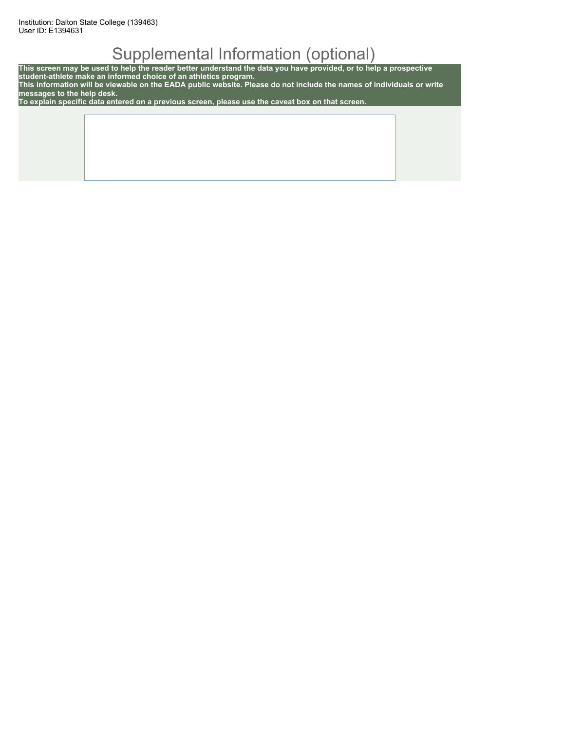Institution: Dalton State College (139463)
User ID: E1394631

# Supplemental Information (optional)

**This screen may be used to help the reader better understand the data you have provided, or to help a prospective student-athlete make an informed choice of an athletics program.**
**This information will be viewable on the EADA public website. Please do not include the names of individuals or write messages to the help desk.**
**To explain specific data entered on a previous screen, please use the caveat box on that screen.**